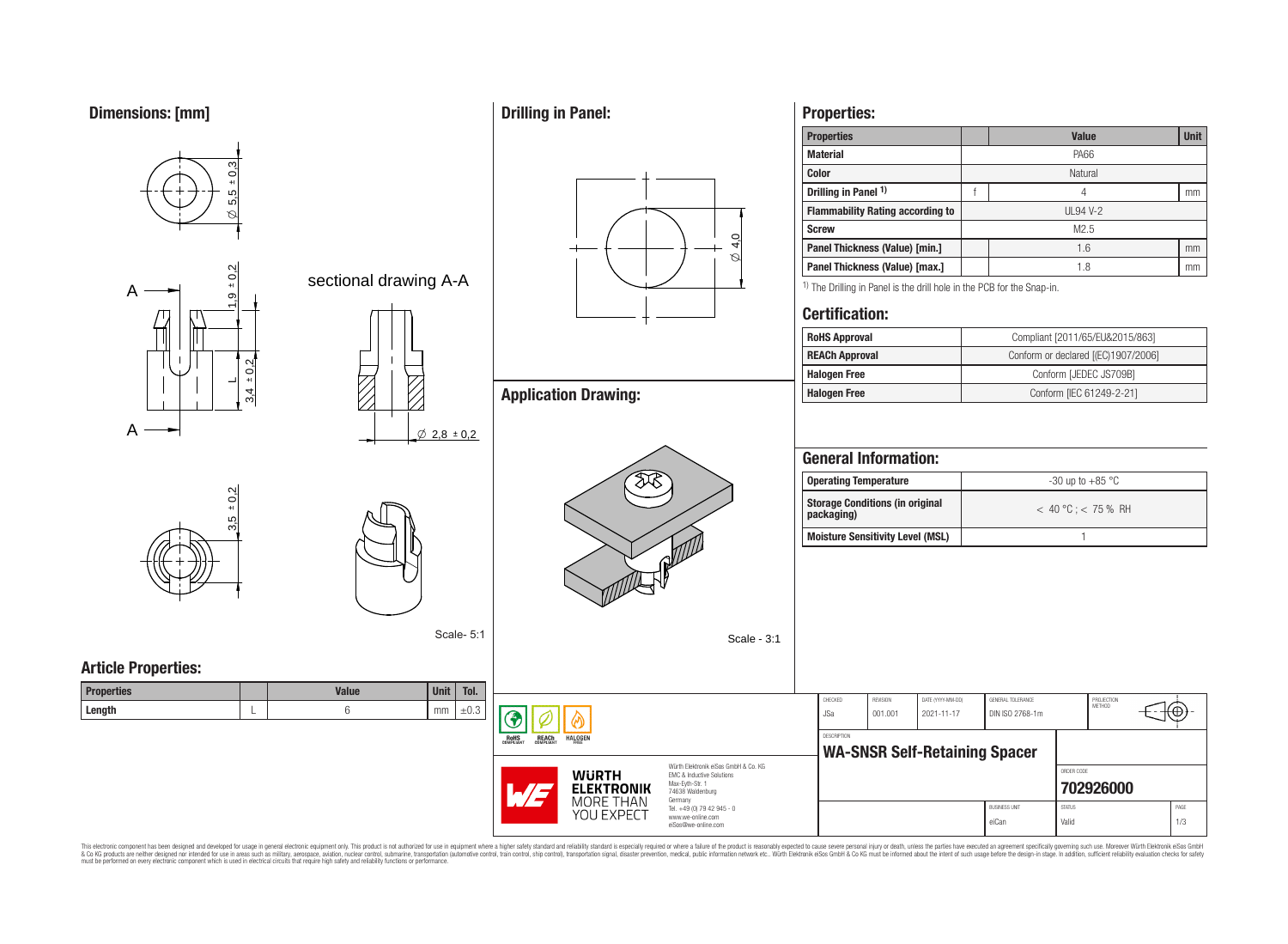## Dimensions: [mm]

∅ 5,5 ± 0,3

1,9 ± 0,2

L

3,4 ± 0,2

A

A

sectional drawing A-A

∅ 2,8 ± 0,2

3,5 ± 0,2

Scale- 5:1

## Drilling in Panel:

∅ 4,0

## Application Drawing:

Scale - 3:1

## Properties:

| Properties | | Value | Unit |
|---|---|---|---|
| Material | | PA66 | |
| Color | | Natural | |
| Drilling in Panel [1] | f | 4 | mm |
| Flammability Rating according to | | UL94 V-2 | |
| Screw | | M2.5 | |
| Panel Thickness (Value) [min.] | | 1.6 | mm |
| Panel Thickness (Value) [max.] | | 1.8 | mm |

[1] The Drilling in Panel is the drill hole in the PCB for the Snap-in.

## Certification:

| | |
|---|---|
| RoHS Approval | Compliant [2011/65/EU&2015/863] |
| REACh Approval | Conform or declared [(EC)1907/2006] |
| Halogen Free | Conform [JEDEC JS709B] |
| Halogen Free | Conform [IEC 61249-2-21] |

## General Information:

| | |
|---|---|
| Operating Temperature | -30 up to +85 °C |
| Storage Conditions (in original packaging) | < 40 °C ; < 75 % RH |
| Moisture Sensitivity Level (MSL) | 1 |

## Article Properties:

| Properties | | Value | Unit | Tol. |
|---|---|---|---|---|
| Length | L | 6 | mm | ±0.3 |

RoHS COMPLIANT REACh COMPLIANT HALOGEN FREE

Würth Elektronik eiSos GmbH & Co. KG
EMC & Inductive Solutions
Max-Eyth-Str. 1
74638 Waldenburg
Germany
Tel. +49 (0) 79 42 945 - 0
www.we-online.com
eiSos@we-online.com

WÜRTH ELEKTRONIK MORE THAN YOU EXPECT

| CHECKED | REVISION | DATE (YYYY-MM-DD) | GENERAL TOLERANCE | PROJECTION METHOD |
|---|---|---|---|---|
| JSa | 001.001 | 2021-11-17 | DIN ISO 2768-1m | |

DESCRIPTION

**WA-SNSR Self-Retaining Spacer**

ORDER CODE **702926000**

| BUSINESS UNIT | STATUS | PAGE |
|---|---|---|
| eiCan | Valid | 1/3 |

This electronic component has been designed and developed for usage in general electronic equipment only. This product is not authorized for use in equipment where a higher safety standard and reliability standard is especially required or where a failure of the product is reasonably expected to cause severe personal injury or death, unless the parties have executed an agreement specifically governing such use. Moreover Würth Elektronik eiSos GmbH & Co KG products are neither designed nor intended for use in areas such as military, aerospace, aviation, nuclear control, submarine, transportation (automotive control, train control, ship control), transportation signal, disaster prevention, medical, public information network etc.. Würth Elektronik eiSos GmbH & Co KG must be informed about the intent of such usage before the design-in stage. In addition, sufficient reliability evaluation checks for safety must be performed on every electronic component which is used in electrical circuits that require high safety and reliability functions or performance.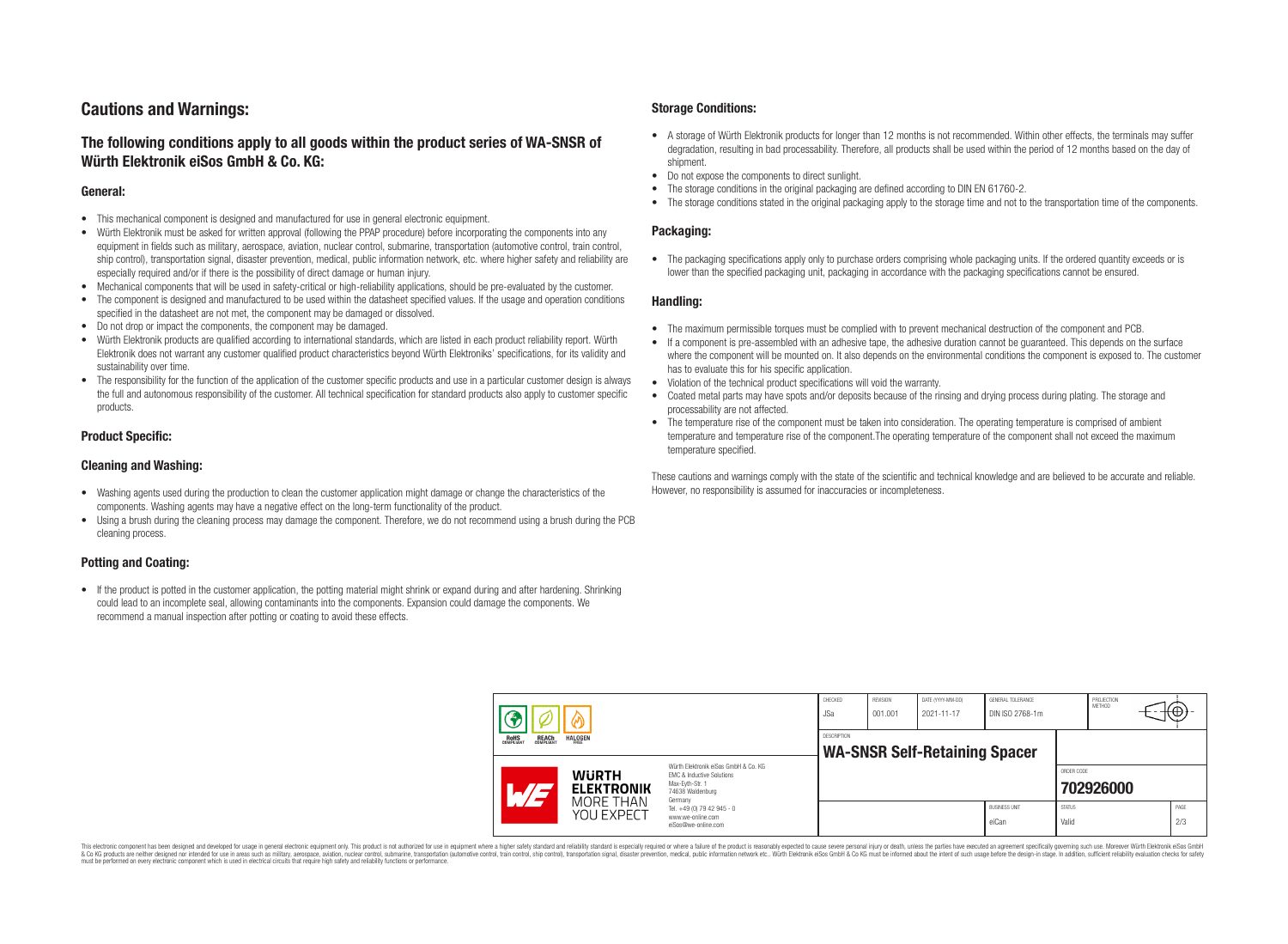# Cautions and Warnings:

## The following conditions apply to all goods within the product series of WA-SNSR of Würth Elektronik eiSos GmbH & Co. KG:

### General:

- This mechanical component is designed and manufactured for use in general electronic equipment.
- Würth Elektronik must be asked for written approval (following the PPAP procedure) before incorporating the components into any equipment in fields such as military, aerospace, aviation, nuclear control, submarine, transportation (automotive control, train control, ship control), transportation signal, disaster prevention, medical, public information network, etc. where higher safety and reliability are especially required and/or if there is the possibility of direct damage or human injury.
- Mechanical components that will be used in safety-critical or high-reliability applications, should be pre-evaluated by the customer.
- The component is designed and manufactured to be used within the datasheet specified values. If the usage and operation conditions specified in the datasheet are not met, the component may be damaged or dissolved.
- Do not drop or impact the components, the component may be damaged.
- Würth Elektronik products are qualified according to international standards, which are listed in each product reliability report. Würth Elektronik does not warrant any customer qualified product characteristics beyond Würth Elektroniks' specifications, for its validity and sustainability over time.
- The responsibility for the function of the application of the customer specific products and use in a particular customer design is always the full and autonomous responsibility of the customer. All technical specification for standard products also apply to customer specific products.

### Product Specific:

### Cleaning and Washing:

- Washing agents used during the production to clean the customer application might damage or change the characteristics of the components. Washing agents may have a negative effect on the long-term functionality of the product.
- Using a brush during the cleaning process may damage the component. Therefore, we do not recommend using a brush during the PCB cleaning process.

### Potting and Coating:

- If the product is potted in the customer application, the potting material might shrink or expand during and after hardening. Shrinking could lead to an incomplete seal, allowing contaminants into the components. Expansion could damage the components. We recommend a manual inspection after potting or coating to avoid these effects.

### Storage Conditions:

- A storage of Würth Elektronik products for longer than 12 months is not recommended. Within other effects, the terminals may suffer degradation, resulting in bad processability. Therefore, all products shall be used within the period of 12 months based on the day of shipment.
- Do not expose the components to direct sunlight.
- The storage conditions in the original packaging are defined according to DIN EN 61760-2.
- The storage conditions stated in the original packaging apply to the storage time and not to the transportation time of the components.

### Packaging:

- The packaging specifications apply only to purchase orders comprising whole packaging units. If the ordered quantity exceeds or is lower than the specified packaging unit, packaging in accordance with the packaging specifications cannot be ensured.

### Handling:

- The maximum permissible torques must be complied with to prevent mechanical destruction of the component and PCB.
- If a component is pre-assembled with an adhesive tape, the adhesive duration cannot be guaranteed. This depends on the surface where the component will be mounted on. It also depends on the environmental conditions the component is exposed to. The customer has to evaluate this for his specific application.
- Violation of the technical product specifications will void the warranty.
- Coated metal parts may have spots and/or deposits because of the rinsing and drying process during plating. The storage and processability are not affected.
- The temperature rise of the component must be taken into consideration. The operating temperature is comprised of ambient temperature and temperature rise of the component.The operating temperature of the component shall not exceed the maximum temperature specified.

These cautions and warnings comply with the state of the scientific and technical knowledge and are believed to be accurate and reliable. However, no responsibility is assumed for inaccuracies or incompleteness.

| CHECKED | REVISION | DATE (YYYY-MM-DD) | GENERAL TOLERANCE | PROJECTION METHOD |
|---|---|---|---|---|
| JSa | 001.001 | 2021-11-17 | DIN ISO 2768-1m | |

DESCRIPTION: **WA-SNSR Self-Retaining Spacer**

ORDER CODE: **702926000**

| BUSINESS UNIT | STATUS | PAGE |
|---|---|---|
| eiCan | Valid | 2/3 |

Würth Elektronik eiSos GmbH & Co. KG
EMC & Inductive Solutions
Max-Eyth-Str. 1
74638 Waldenburg
Germany
Tel. +49 (0) 79 42 945 - 0
www.we-online.com
eiSos@we-online.com

This electronic component has been designed and developed for usage in general electronic equipment only. This product is not authorized for use in equipment where a higher safety standard and reliability standard is especially required or where a failure of the product is reasonably expected to cause severe personal injury or death, unless the parties have executed an agreement specifically governing such use. Moreover Würth Elektronik eiSos GmbH & Co KG products are neither designed nor intended for use in areas such as military, aerospace, aviation, nuclear control, submarine, transportation (automotive control, train control, ship control), transportation signal, disaster prevention, medical, public information network etc.. Würth Elektronik eiSos GmbH & Co KG must be informed about the intent of such usage before the design-in stage. In addition, sufficient reliability evaluation checks for safety must be performed on every electronic component which is used in electrical circuits that require high safety and reliability functions or performance.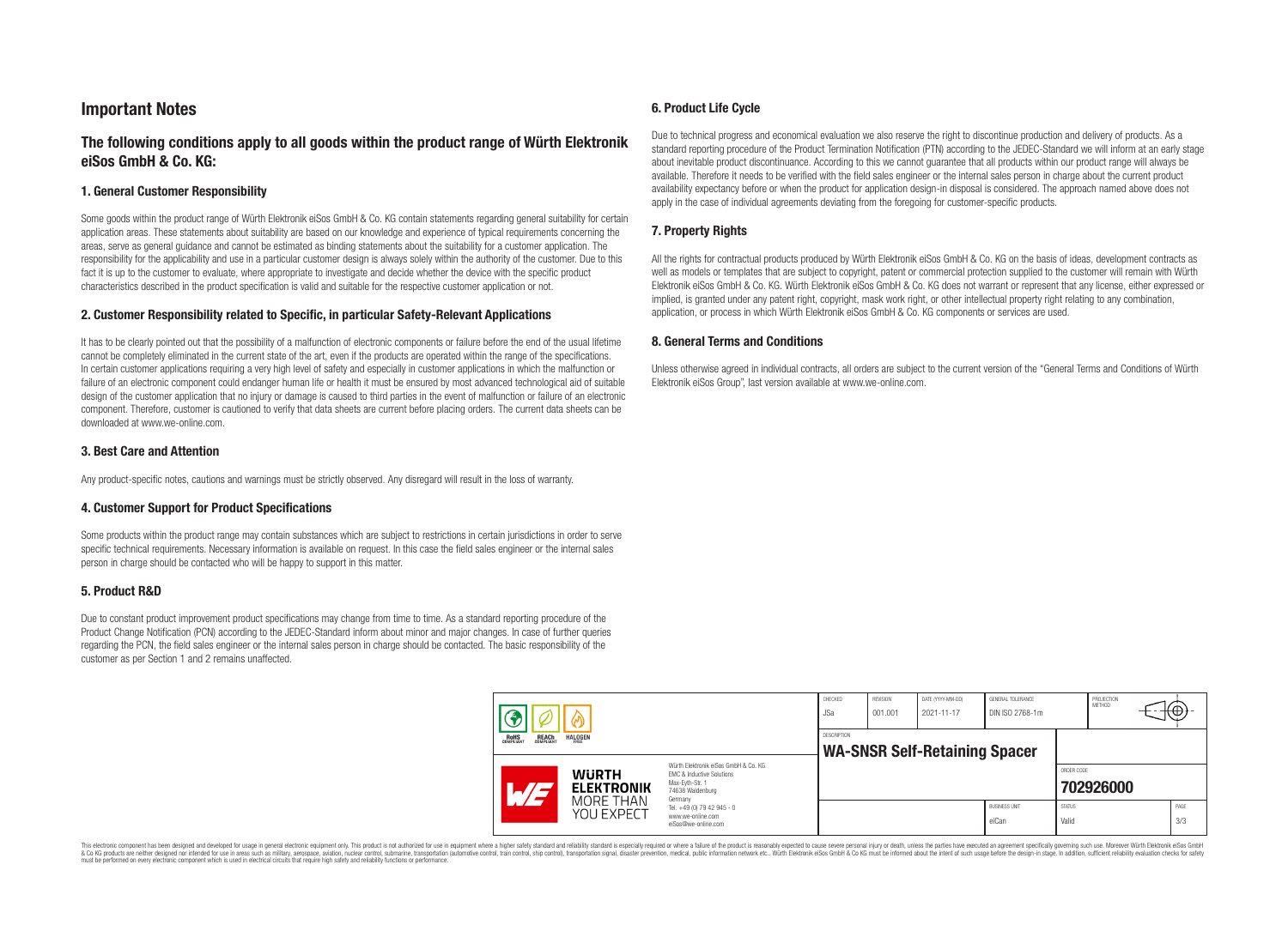# Important Notes

## The following conditions apply to all goods within the product range of Würth Elektronik eiSos GmbH & Co. KG:

### 1. General Customer Responsibility

Some goods within the product range of Würth Elektronik eiSos GmbH & Co. KG contain statements regarding general suitability for certain application areas. These statements about suitability are based on our knowledge and experience of typical requirements concerning the areas, serve as general guidance and cannot be estimated as binding statements about the suitability for a customer application. The responsibility for the applicability and use in a particular customer design is always solely within the authority of the customer. Due to this fact it is up to the customer to evaluate, where appropriate to investigate and decide whether the device with the specific product characteristics described in the product specification is valid and suitable for the respective customer application or not.

### 2. Customer Responsibility related to Specific, in particular Safety-Relevant Applications

It has to be clearly pointed out that the possibility of a malfunction of electronic components or failure before the end of the usual lifetime cannot be completely eliminated in the current state of the art, even if the products are operated within the range of the specifications. In certain customer applications requiring a very high level of safety and especially in customer applications in which the malfunction or failure of an electronic component could endanger human life or health it must be ensured by most advanced technological aid of suitable design of the customer application that no injury or damage is caused to third parties in the event of malfunction or failure of an electronic component. Therefore, customer is cautioned to verify that data sheets are current before placing orders. The current data sheets can be downloaded at www.we-online.com.

### 3. Best Care and Attention

Any product-specific notes, cautions and warnings must be strictly observed. Any disregard will result in the loss of warranty.

### 4. Customer Support for Product Specifications

Some products within the product range may contain substances which are subject to restrictions in certain jurisdictions in order to serve specific technical requirements. Necessary information is available on request. In this case the field sales engineer or the internal sales person in charge should be contacted who will be happy to support in this matter.

### 5. Product R&D

Due to constant product improvement product specifications may change from time to time. As a standard reporting procedure of the Product Change Notification (PCN) according to the JEDEC-Standard inform about minor and major changes. In case of further queries regarding the PCN, the field sales engineer or the internal sales person in charge should be contacted. The basic responsibility of the customer as per Section 1 and 2 remains unaffected.

### 6. Product Life Cycle

Due to technical progress and economical evaluation we also reserve the right to discontinue production and delivery of products. As a standard reporting procedure of the Product Termination Notification (PTN) according to the JEDEC-Standard we will inform at an early stage about inevitable product discontinuance. According to this we cannot guarantee that all products within our product range will always be available. Therefore it needs to be verified with the field sales engineer or the internal sales person in charge about the current product availability expectancy before or when the product for application design-in disposal is considered. The approach named above does not apply in the case of individual agreements deviating from the foregoing for customer-specific products.

### 7. Property Rights

All the rights for contractual products produced by Würth Elektronik eiSos GmbH & Co. KG on the basis of ideas, development contracts as well as models or templates that are subject to copyright, patent or commercial protection supplied to the customer will remain with Würth Elektronik eiSos GmbH & Co. KG. Würth Elektronik eiSos GmbH & Co. KG does not warrant or represent that any license, either expressed or implied, is granted under any patent right, copyright, mask work right, or other intellectual property right relating to any combination, application, or process in which Würth Elektronik eiSos GmbH & Co. KG components or services are used.

### 8. General Terms and Conditions

Unless otherwise agreed in individual contracts, all orders are subject to the current version of the "General Terms and Conditions of Würth Elektronik eiSos Group", last version available at www.we-online.com.

| CHECKED | REVISION | DATE (YYYY-MM-DD) | GENERAL TOLERANCE | PROJECTION METHOD |
|---|---|---|---|---|
| JSa | 001.001 | 2021-11-17 | DIN ISO 2768-1m | |

DESCRIPTION: **WA-SNSR Self-Retaining Spacer**

ORDER CODE: **702926000**

| BUSINESS UNIT | STATUS | PAGE |
|---|---|---|
| eiCan | Valid | 3/3 |

Würth Elektronik eiSos GmbH & Co. KG
EMC & Inductive Solutions
Max-Eyth-Str. 1
74638 Waldenburg
Germany
Tel. +49 (0) 79 42 945 - 0
www.we-online.com
eiSos@we-online.com

This electronic component has been designed and developed for usage in general electronic equipment only. This product is not authorized for use in equipment where a higher safety standard and reliability standard is especially required or where a failure of the product is reasonably expected to cause severe personal injury or death, unless the parties have executed an agreement specifically governing such use. Moreover Würth Elektronik eiSos GmbH & Co KG products are neither designed nor intended for use in areas such as military, aerospace, aviation, nuclear control, submarine, transportation (automotive control, train control, ship control), transportation signal, disaster prevention, medical, public information network etc.. Würth Elektronik eiSos GmbH & Co KG must be informed about the intent of such usage before the design-in stage. In addition, sufficient reliability evaluation checks for safety must be performed on every electronic component which is used in electrical circuits that require high safety and reliability functions or performance.